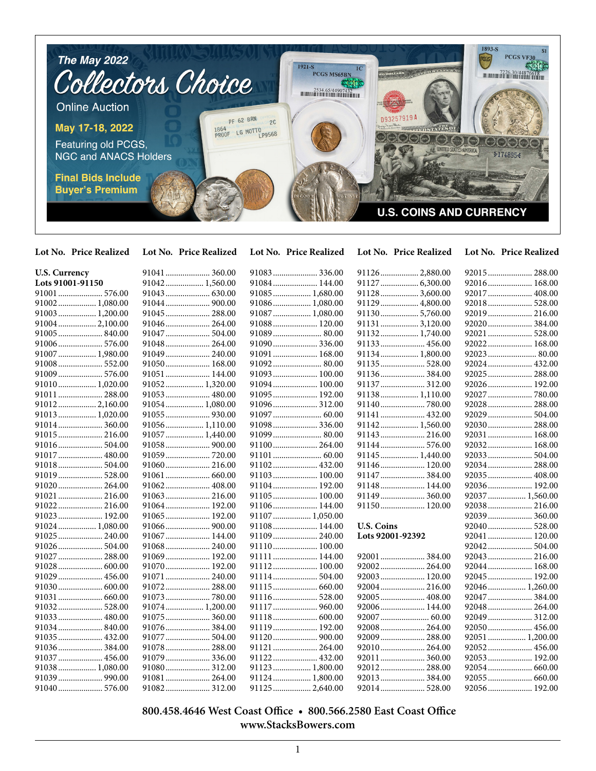# The May 2022 Collectors Choice

Online Auction

**May 17-18, 2022**

Featuring old PCGS, NGC and ANACS Holders

**Final Bids Include Buyer's Premium**

**U.S. COINS AND CURRENCY**

### U.S. Currency
### Lots 91001-91150

| Lot No. | Price Realized |
|---|---|
| 91001 | 576.00 |
| 91002 | 1,080.00 |
| 91003 | 1,200.00 |
| 91004 | 2,100.00 |
| 91005 | 840.00 |
| 91006 | 576.00 |
| 91007 | 1,980.00 |
| 91008 | 552.00 |
| 91009 | 576.00 |
| 91010 | 1,020.00 |
| 91011 | 288.00 |
| 91012 | 2,160.00 |
| 91013 | 1,020.00 |
| 91014 | 360.00 |
| 91015 | 216.00 |
| 91016 | 504.00 |
| 91017 | 480.00 |
| 91018 | 504.00 |
| 91019 | 528.00 |
| 91020 | 264.00 |
| 91021 | 216.00 |
| 91022 | 216.00 |
| 91023 | 192.00 |
| 91024 | 1,080.00 |
| 91025 | 240.00 |
| 91026 | 504.00 |
| 91027 | 288.00 |
| 91028 | 600.00 |
| 91029 | 456.00 |
| 91030 | 600.00 |
| 91031 | 660.00 |
| 91032 | 528.00 |
| 91033 | 480.00 |
| 91034 | 840.00 |
| 91035 | 432.00 |
| 91036 | 384.00 |
| 91037 | 456.00 |
| 91038 | 1,080.00 |
| 91039 | 990.00 |
| 91040 | 576.00 |
| 91041 | 360.00 |
| 91042 | 1,560.00 |
| 91043 | 630.00 |
| 91044 | 900.00 |
| 91045 | 288.00 |
| 91046 | 264.00 |
| 91047 | 504.00 |
| 91048 | 264.00 |
| 91049 | 240.00 |
| 91050 | 168.00 |
| 91051 | 144.00 |
| 91052 | 1,320.00 |
| 91053 | 480.00 |
| 91054 | 1,080.00 |
| 91055 | 930.00 |
| 91056 | 1,110.00 |
| 91057 | 1,440.00 |
| 91058 | 900.00 |
| 91059 | 720.00 |
| 91060 | 216.00 |
| 91061 | 660.00 |
| 91062 | 408.00 |
| 91063 | 216.00 |
| 91064 | 192.00 |
| 91065 | 192.00 |
| 91066 | 900.00 |
| 91067 | 144.00 |
| 91068 | 240.00 |
| 91069 | 192.00 |
| 91070 | 192.00 |
| 91071 | 240.00 |
| 91072 | 288.00 |
| 91073 | 780.00 |
| 91074 | 1,200.00 |
| 91075 | 360.00 |
| 91076 | 384.00 |
| 91077 | 504.00 |
| 91078 | 288.00 |
| 91079 | 336.00 |
| 91080 | 312.00 |
| 91081 | 264.00 |
| 91082 | 312.00 |
| 91083 | 336.00 |
| 91084 | 144.00 |
| 91085 | 1,680.00 |
| 91086 | 1,080.00 |
| 91087 | 1,080.00 |
| 91088 | 120.00 |
| 91089 | 80.00 |
| 91090 | 336.00 |
| 91091 | 168.00 |
| 91092 | 80.00 |
| 91093 | 100.00 |
| 91094 | 100.00 |
| 91095 | 192.00 |
| 91096 | 312.00 |
| 91097 | 60.00 |
| 91098 | 336.00 |
| 91099 | 80.00 |
| 91100 | 264.00 |
| 91101 | 60.00 |
| 91102 | 432.00 |
| 91103 | 100.00 |
| 91104 | 192.00 |
| 91105 | 100.00 |
| 91106 | 144.00 |
| 91107 | 1,050.00 |
| 91108 | 144.00 |
| 91109 | 240.00 |
| 91110 | 100.00 |
| 91111 | 144.00 |
| 91112 | 100.00 |
| 91114 | 504.00 |
| 91115 | 660.00 |
| 91116 | 528.00 |
| 91117 | 960.00 |
| 91118 | 600.00 |
| 91119 | 192.00 |
| 91120 | 900.00 |
| 91121 | 264.00 |
| 91122 | 432.00 |
| 91123 | 1,800.00 |
| 91124 | 1,800.00 |
| 91125 | 2,640.00 |
| 91126 | 2,880.00 |
| 91127 | 6,300.00 |
| 91128 | 3,600.00 |
| 91129 | 4,800.00 |
| 91130 | 5,760.00 |
| 91131 | 3,120.00 |
| 91132 | 1,740.00 |
| 91133 | 456.00 |
| 91134 | 1,800.00 |
| 91135 | 528.00 |
| 91136 | 384.00 |
| 91137 | 312.00 |
| 91138 | 1,110.00 |
| 91140 | 780.00 |
| 91141 | 432.00 |
| 91142 | 1,560.00 |
| 91143 | 216.00 |
| 91144 | 576.00 |
| 91145 | 1,440.00 |
| 91146 | 120.00 |
| 91147 | 384.00 |
| 91148 | 144.00 |
| 91149 | 360.00 |
| 91150 | 120.00 |

### U.S. Coins
### Lots 92001-92392

| Lot No. | Price Realized |
|---|---|
| 92001 | 384.00 |
| 92002 | 264.00 |
| 92003 | 120.00 |
| 92004 | 216.00 |
| 92005 | 408.00 |
| 92006 | 144.00 |
| 92007 | 60.00 |
| 92008 | 264.00 |
| 92009 | 288.00 |
| 92010 | 264.00 |
| 92011 | 360.00 |
| 92012 | 288.00 |
| 92013 | 384.00 |
| 92014 | 528.00 |
| 92015 | 288.00 |
| 92016 | 168.00 |
| 92017 | 408.00 |
| 92018 | 528.00 |
| 92019 | 216.00 |
| 92020 | 384.00 |
| 92021 | 528.00 |
| 92022 | 168.00 |
| 92023 | 80.00 |
| 92024 | 432.00 |
| 92025 | 288.00 |
| 92026 | 192.00 |
| 92027 | 780.00 |
| 92028 | 288.00 |
| 92029 | 504.00 |
| 92030 | 288.00 |
| 92031 | 168.00 |
| 92032 | 168.00 |
| 92033 | 504.00 |
| 92034 | 288.00 |
| 92035 | 408.00 |
| 92036 | 192.00 |
| 92037 | 1,560.00 |
| 92038 | 216.00 |
| 92039 | 360.00 |
| 92040 | 528.00 |
| 92041 | 120.00 |
| 92042 | 504.00 |
| 92043 | 216.00 |
| 92044 | 168.00 |
| 92045 | 192.00 |
| 92046 | 1,260.00 |
| 92047 | 384.00 |
| 92048 | 264.00 |
| 92049 | 312.00 |
| 92050 | 456.00 |
| 92051 | 1,200.00 |
| 92052 | 456.00 |
| 92053 | 192.00 |
| 92054 | 660.00 |
| 92055 | 660.00 |
| 92056 | 192.00 |

**800.458.4646 West Coast Office • 800.566.2580 East Coast Office**
**www.StacksBowers.com**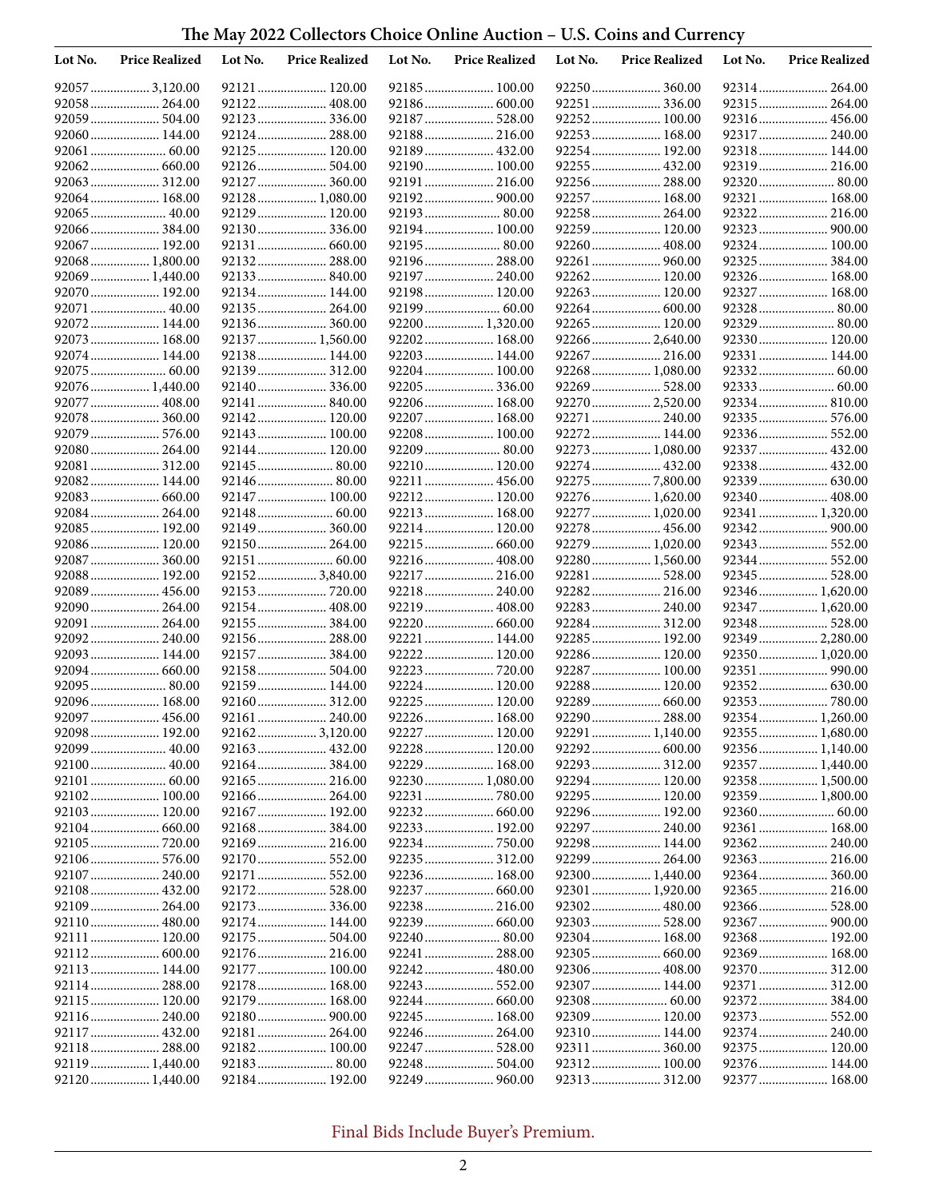# The May 2022 Collectors Choice Online Auction – U.S. Coins and Currency

| Lot No. | Price Realized | Lot No. | Price Realized | Lot No. | Price Realized | Lot No. | Price Realized | Lot No. | Price Realized |
|---|---|---|---|---|---|---|---|---|---|
| 92057 | 3,120.00 | 92121 | 120.00 | 92185 | 100.00 | 92250 | 360.00 | 92314 | 264.00 |
| 92058 | 264.00 | 92122 | 408.00 | 92186 | 600.00 | 92251 | 336.00 | 92315 | 264.00 |
| 92059 | 504.00 | 92123 | 336.00 | 92187 | 528.00 | 92252 | 100.00 | 92316 | 456.00 |
| 92060 | 144.00 | 92124 | 288.00 | 92188 | 216.00 | 92253 | 168.00 | 92317 | 240.00 |
| 92061 | 60.00 | 92125 | 120.00 | 92189 | 432.00 | 92254 | 192.00 | 92318 | 144.00 |
| 92062 | 660.00 | 92126 | 504.00 | 92190 | 100.00 | 92255 | 432.00 | 92319 | 216.00 |
| 92063 | 312.00 | 92127 | 360.00 | 92191 | 216.00 | 92256 | 288.00 | 92320 | 80.00 |
| 92064 | 168.00 | 92128 | 1,080.00 | 92192 | 900.00 | 92257 | 168.00 | 92321 | 168.00 |
| 92065 | 40.00 | 92129 | 120.00 | 92193 | 80.00 | 92258 | 264.00 | 92322 | 216.00 |
| 92066 | 384.00 | 92130 | 336.00 | 92194 | 100.00 | 92259 | 120.00 | 92323 | 900.00 |
| 92067 | 192.00 | 92131 | 660.00 | 92195 | 80.00 | 92260 | 408.00 | 92324 | 100.00 |
| 92068 | 1,800.00 | 92132 | 288.00 | 92196 | 288.00 | 92261 | 960.00 | 92325 | 384.00 |
| 92069 | 1,440.00 | 92133 | 840.00 | 92197 | 240.00 | 92262 | 120.00 | 92326 | 168.00 |
| 92070 | 192.00 | 92134 | 144.00 | 92198 | 120.00 | 92263 | 120.00 | 92327 | 168.00 |
| 92071 | 40.00 | 92135 | 264.00 | 92199 | 60.00 | 92264 | 600.00 | 92328 | 80.00 |
| 92072 | 144.00 | 92136 | 360.00 | 92200 | 1,320.00 | 92265 | 120.00 | 92329 | 80.00 |
| 92073 | 168.00 | 92137 | 1,560.00 | 92202 | 168.00 | 92266 | 2,640.00 | 92330 | 120.00 |
| 92074 | 144.00 | 92138 | 144.00 | 92203 | 144.00 | 92267 | 216.00 | 92331 | 144.00 |
| 92075 | 60.00 | 92139 | 312.00 | 92204 | 100.00 | 92268 | 1,080.00 | 92332 | 60.00 |
| 92076 | 1,440.00 | 92140 | 336.00 | 92205 | 336.00 | 92269 | 528.00 | 92333 | 60.00 |
| 92077 | 408.00 | 92141 | 840.00 | 92206 | 168.00 | 92270 | 2,520.00 | 92334 | 810.00 |
| 92078 | 360.00 | 92142 | 120.00 | 92207 | 168.00 | 92271 | 240.00 | 92335 | 576.00 |
| 92079 | 576.00 | 92143 | 100.00 | 92208 | 100.00 | 92272 | 144.00 | 92336 | 552.00 |
| 92080 | 264.00 | 92144 | 120.00 | 92209 | 80.00 | 92273 | 1,080.00 | 92337 | 432.00 |
| 92081 | 312.00 | 92145 | 80.00 | 92210 | 120.00 | 92274 | 432.00 | 92338 | 432.00 |
| 92082 | 144.00 | 92146 | 80.00 | 92211 | 456.00 | 92275 | 7,800.00 | 92339 | 630.00 |
| 92083 | 660.00 | 92147 | 100.00 | 92212 | 120.00 | 92276 | 1,620.00 | 92340 | 408.00 |
| 92084 | 264.00 | 92148 | 60.00 | 92213 | 168.00 | 92277 | 1,020.00 | 92341 | 1,320.00 |
| 92085 | 192.00 | 92149 | 360.00 | 92214 | 120.00 | 92278 | 456.00 | 92342 | 900.00 |
| 92086 | 120.00 | 92150 | 264.00 | 92215 | 660.00 | 92279 | 1,020.00 | 92343 | 552.00 |
| 92087 | 360.00 | 92151 | 60.00 | 92216 | 408.00 | 92280 | 1,560.00 | 92344 | 552.00 |
| 92088 | 192.00 | 92152 | 3,840.00 | 92217 | 216.00 | 92281 | 528.00 | 92345 | 528.00 |
| 92089 | 456.00 | 92153 | 720.00 | 92218 | 240.00 | 92282 | 216.00 | 92346 | 1,620.00 |
| 92090 | 264.00 | 92154 | 408.00 | 92219 | 408.00 | 92283 | 240.00 | 92347 | 1,620.00 |
| 92091 | 264.00 | 92155 | 384.00 | 92220 | 660.00 | 92284 | 312.00 | 92348 | 528.00 |
| 92092 | 240.00 | 92156 | 288.00 | 92221 | 144.00 | 92285 | 192.00 | 92349 | 2,280.00 |
| 92093 | 144.00 | 92157 | 384.00 | 92222 | 120.00 | 92286 | 120.00 | 92350 | 1,020.00 |
| 92094 | 660.00 | 92158 | 504.00 | 92223 | 720.00 | 92287 | 100.00 | 92351 | 990.00 |
| 92095 | 80.00 | 92159 | 144.00 | 92224 | 120.00 | 92288 | 120.00 | 92352 | 630.00 |
| 92096 | 168.00 | 92160 | 312.00 | 92225 | 120.00 | 92289 | 660.00 | 92353 | 780.00 |
| 92097 | 456.00 | 92161 | 240.00 | 92226 | 168.00 | 92290 | 288.00 | 92354 | 1,260.00 |
| 92098 | 192.00 | 92162 | 3,120.00 | 92227 | 120.00 | 92291 | 1,140.00 | 92355 | 1,680.00 |
| 92099 | 40.00 | 92163 | 432.00 | 92228 | 120.00 | 92292 | 600.00 | 92356 | 1,140.00 |
| 92100 | 40.00 | 92164 | 384.00 | 92229 | 168.00 | 92293 | 312.00 | 92357 | 1,440.00 |
| 92101 | 60.00 | 92165 | 216.00 | 92230 | 1,080.00 | 92294 | 120.00 | 92358 | 1,500.00 |
| 92102 | 100.00 | 92166 | 264.00 | 92231 | 780.00 | 92295 | 120.00 | 92359 | 1,800.00 |
| 92103 | 120.00 | 92167 | 192.00 | 92232 | 660.00 | 92296 | 192.00 | 92360 | 60.00 |
| 92104 | 660.00 | 92168 | 384.00 | 92233 | 192.00 | 92297 | 240.00 | 92361 | 168.00 |
| 92105 | 720.00 | 92169 | 216.00 | 92234 | 750.00 | 92298 | 144.00 | 92362 | 240.00 |
| 92106 | 576.00 | 92170 | 552.00 | 92235 | 312.00 | 92299 | 264.00 | 92363 | 216.00 |
| 92107 | 240.00 | 92171 | 552.00 | 92236 | 168.00 | 92300 | 1,440.00 | 92364 | 360.00 |
| 92108 | 432.00 | 92172 | 528.00 | 92237 | 660.00 | 92301 | 1,920.00 | 92365 | 216.00 |
| 92109 | 264.00 | 92173 | 336.00 | 92238 | 216.00 | 92302 | 480.00 | 92366 | 528.00 |
| 92110 | 480.00 | 92174 | 144.00 | 92239 | 660.00 | 92303 | 528.00 | 92367 | 900.00 |
| 92111 | 120.00 | 92175 | 504.00 | 92240 | 80.00 | 92304 | 168.00 | 92368 | 192.00 |
| 92112 | 600.00 | 92176 | 216.00 | 92241 | 288.00 | 92305 | 660.00 | 92369 | 168.00 |
| 92113 | 144.00 | 92177 | 100.00 | 92242 | 480.00 | 92306 | 408.00 | 92370 | 312.00 |
| 92114 | 288.00 | 92178 | 168.00 | 92243 | 552.00 | 92307 | 144.00 | 92371 | 312.00 |
| 92115 | 120.00 | 92179 | 168.00 | 92244 | 660.00 | 92308 | 60.00 | 92372 | 384.00 |
| 92116 | 240.00 | 92180 | 900.00 | 92245 | 168.00 | 92309 | 120.00 | 92373 | 552.00 |
| 92117 | 432.00 | 92181 | 264.00 | 92246 | 264.00 | 92310 | 144.00 | 92374 | 240.00 |
| 92118 | 288.00 | 92182 | 100.00 | 92247 | 528.00 | 92311 | 360.00 | 92375 | 120.00 |
| 92119 | 1,440.00 | 92183 | 80.00 | 92248 | 504.00 | 92312 | 100.00 | 92376 | 144.00 |
| 92120 | 1,440.00 | 92184 | 192.00 | 92249 | 960.00 | 92313 | 312.00 | 92377 | 168.00 |

Final Bids Include Buyer's Premium.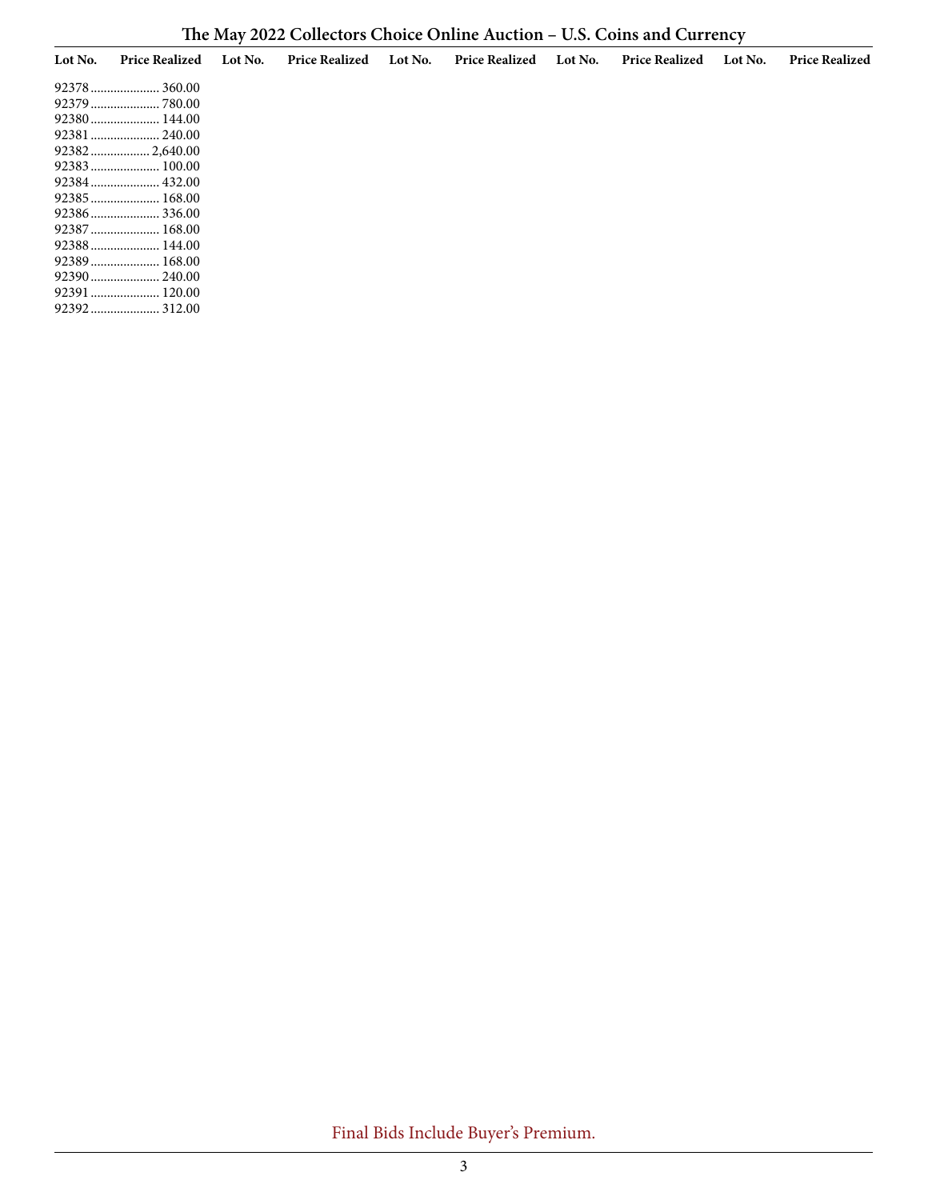## The May 2022 Collectors Choice Online Auction – U.S. Coins and Currency

| Lot No. | Price Realized |
|---|---|
| 92378 | 360.00 |
| 92379 | 780.00 |
| 92380 | 144.00 |
| 92381 | 240.00 |
| 92382 | 2,640.00 |
| 92383 | 100.00 |
| 92384 | 432.00 |
| 92385 | 168.00 |
| 92386 | 336.00 |
| 92387 | 168.00 |
| 92388 | 144.00 |
| 92389 | 168.00 |
| 92390 | 240.00 |
| 92391 | 120.00 |
| 92392 | 312.00 |

Final Bids Include Buyer's Premium.